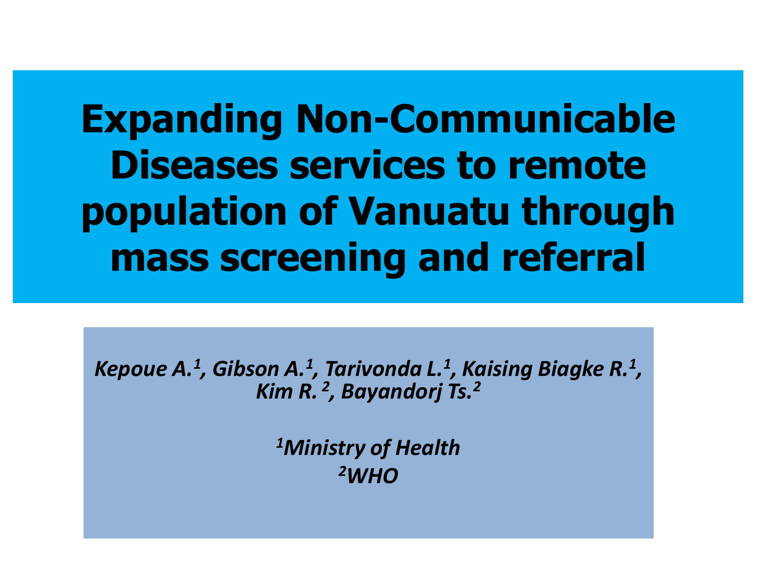# Expanding Non-Communicable Diseases services to remote population of Vanuatu through mass screening and referral

*Kepoue A.[1], Gibson A.[1], Tarivonda L.[1], Kaising Biagke R.[1], Kim R.[2], Bayandorj Ts.[2]*

*[1]Ministry of Health*
*[2]WHO*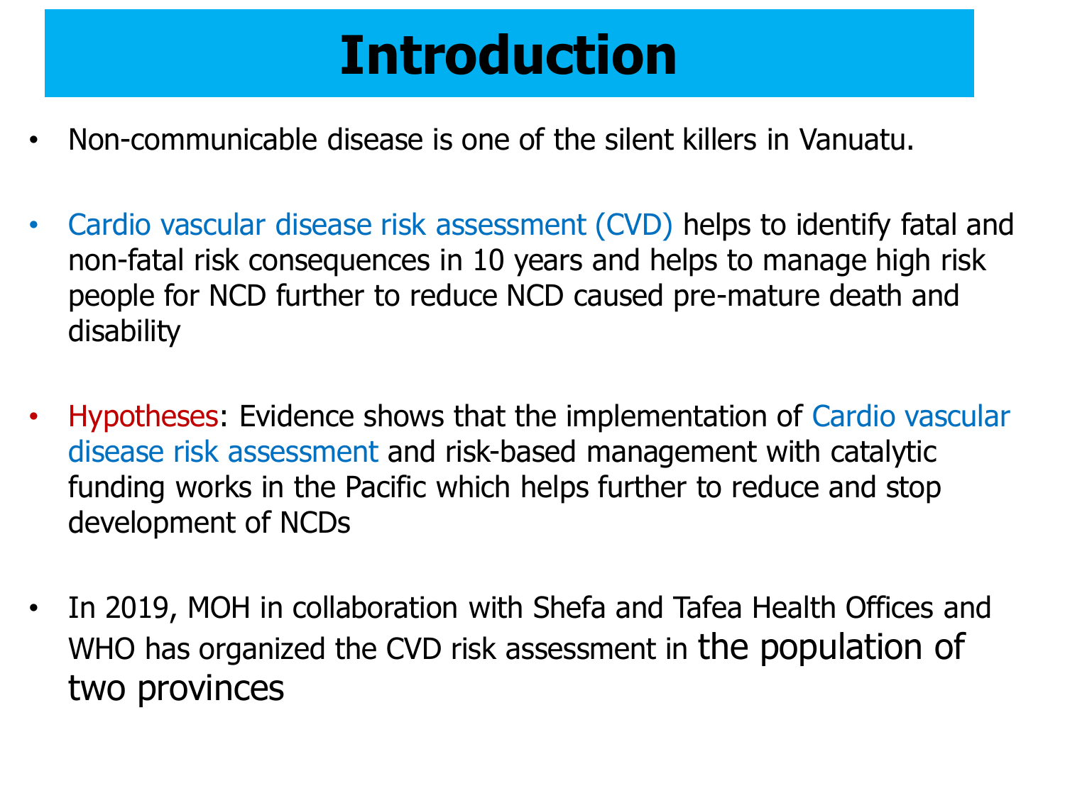# Introduction

- Non-communicable disease is one of the silent killers in Vanuatu.
- Cardio vascular disease risk assessment (CVD) helps to identify fatal and non-fatal risk consequences in 10 years and helps to manage high risk people for NCD further to reduce NCD caused pre-mature death and disability
- Hypotheses: Evidence shows that the implementation of Cardio vascular disease risk assessment and risk-based management with catalytic funding works in the Pacific which helps further to reduce and stop development of NCDs
- In 2019, MOH in collaboration with Shefa and Tafea Health Offices and WHO has organized the CVD risk assessment in the population of two provinces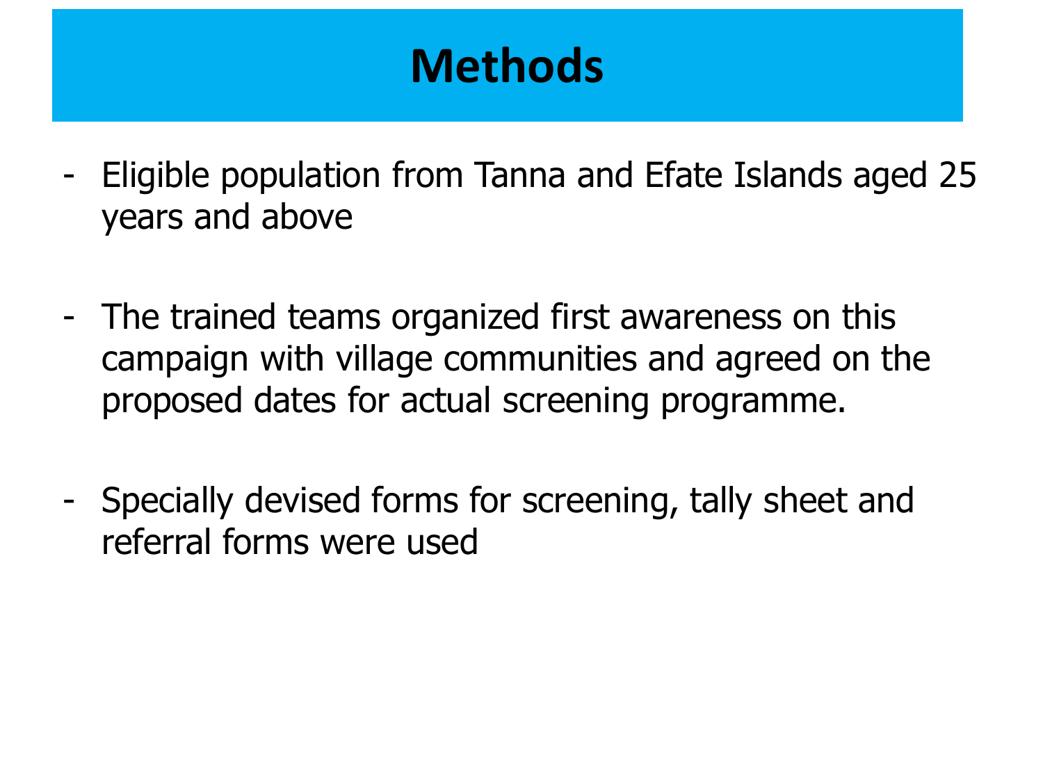# Methods

- Eligible population from Tanna and Efate Islands aged 25 years and above

- The trained teams organized first awareness on this campaign with village communities and agreed on the proposed dates for actual screening programme.

- Specially devised forms for screening, tally sheet and referral forms were used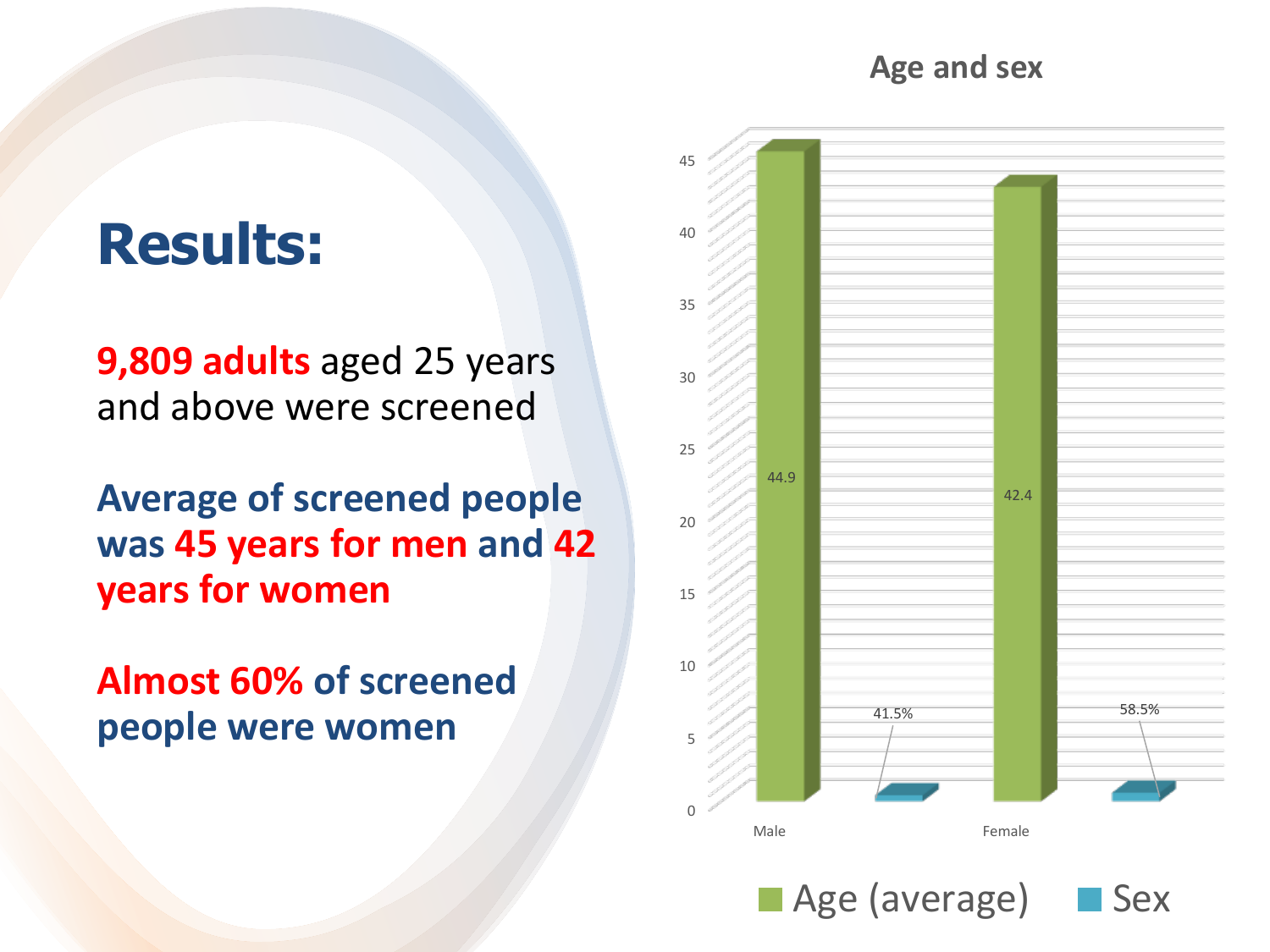# Results:

**9,809 adults** aged 25 years and above were screened

**Average of screened people was 45 years for men and 42 years for women**

**Almost 60% of screened people were women**

**Age and sex**

| | Age (average) | Sex |
|---|---|---|
| Male | 44.9 | 41.5% |
| Female | 42.4 | 58.5% |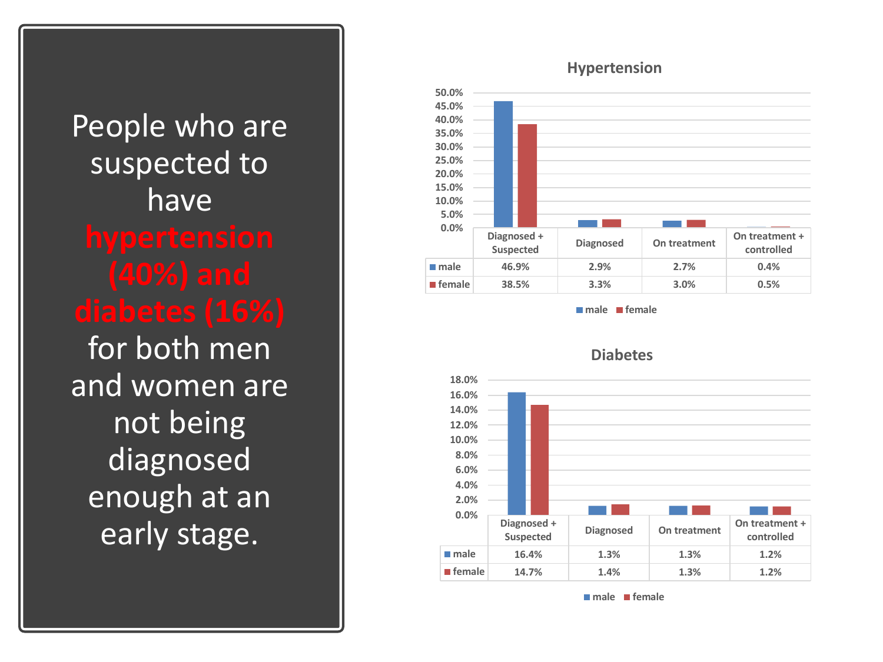People who are suspected to have **hypertension (40%) and diabetes (16%)** for both men and women are not being diagnosed enough at an early stage.

## Hypertension

| | Diagnosed + Suspected | Diagnosed | On treatment | On treatment + controlled |
|---|---|---|---|---|
| male | 46.9% | 2.9% | 2.7% | 0.4% |
| female | 38.5% | 3.3% | 3.0% | 0.5% |

## Diabetes

| | Diagnosed + Suspected | Diagnosed | On treatment | On treatment + controlled |
|---|---|---|---|---|
| male | 16.4% | 1.3% | 1.3% | 1.2% |
| female | 14.7% | 1.4% | 1.3% | 1.2% |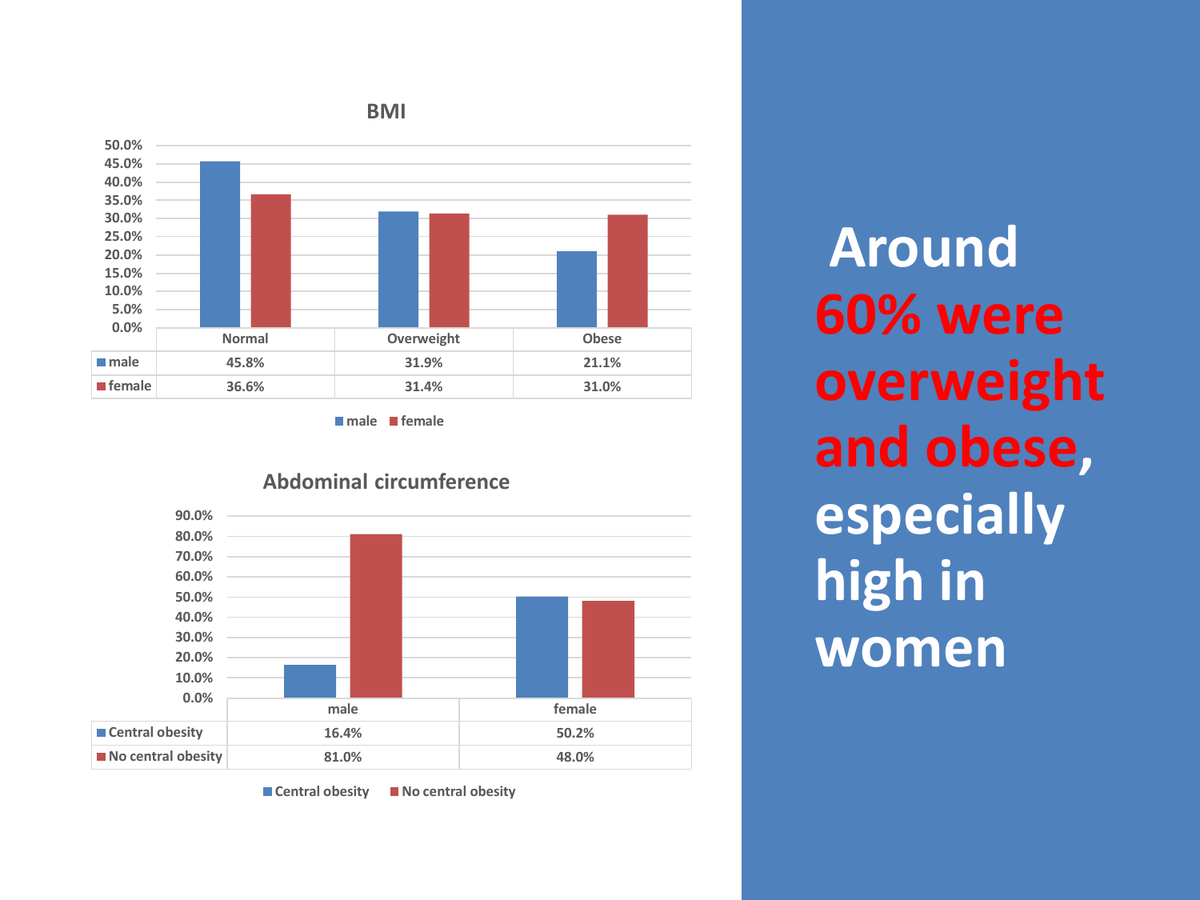## BMI

| | Normal | Overweight | Obese |
|---|---|---|---|
| male | 45.8% | 31.9% | 21.1% |
| female | 36.6% | 31.4% | 31.0% |

## Abdominal circumference

| | male | female |
|---|---|---|
| Central obesity | 16.4% | 50.2% |
| No central obesity | 81.0% | 48.0% |

**Around 60% were overweight and obese, especially high in women**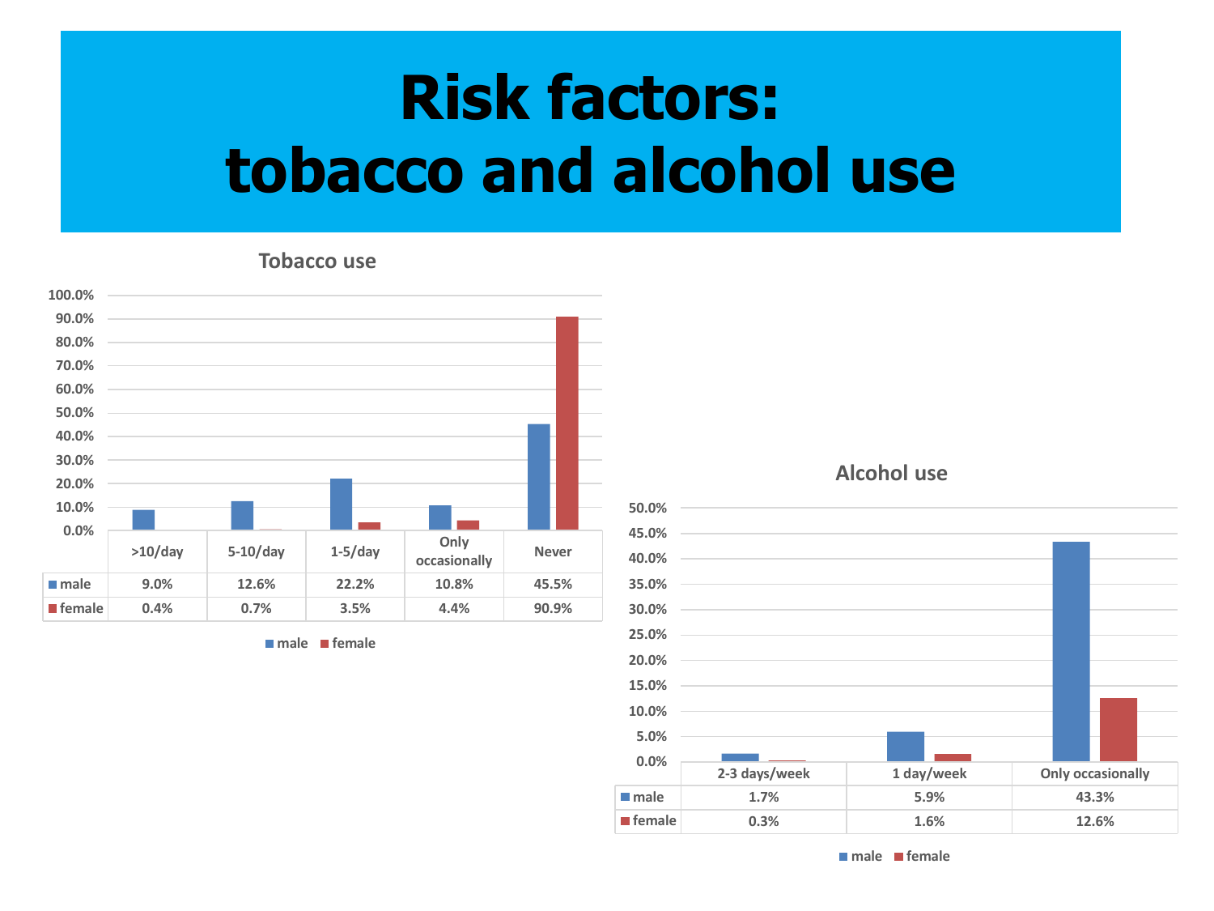# Risk factors: tobacco and alcohol use

### Tobacco use

| | >10/day | 5-10/day | 1-5/day | Only occasionally | Never |
|---|---|---|---|---|---|
| male | 9.0% | 12.6% | 22.2% | 10.8% | 45.5% |
| female | 0.4% | 0.7% | 3.5% | 4.4% | 90.9% |

### Alcohol use

| | 2-3 days/week | 1 day/week | Only occasionally |
|---|---|---|---|
| male | 1.7% | 5.9% | 43.3% |
| female | 0.3% | 1.6% | 12.6% |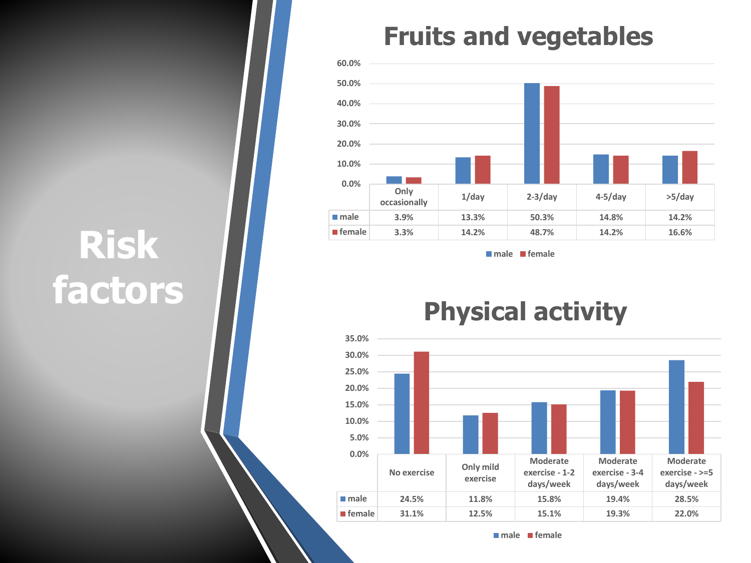# Risk factors

## Fruits and vegetables

| | Only occasionally | 1/day | 2-3/day | 4-5/day | >5/day |
|---|---|---|---|---|---|
| male | 3.9% | 13.3% | 50.3% | 14.8% | 14.2% |
| female | 3.3% | 14.2% | 48.7% | 14.2% | 16.6% |

## Physical activity

| | No exercise | Only mild exercise | Moderate exercise - 1-2 days/week | Moderate exercise - 3-4 days/week | Moderate exercise - >=5 days/week |
|---|---|---|---|---|---|
| male | 24.5% | 11.8% | 15.8% | 19.4% | 28.5% |
| female | 31.1% | 12.5% | 15.1% | 19.3% | 22.0% |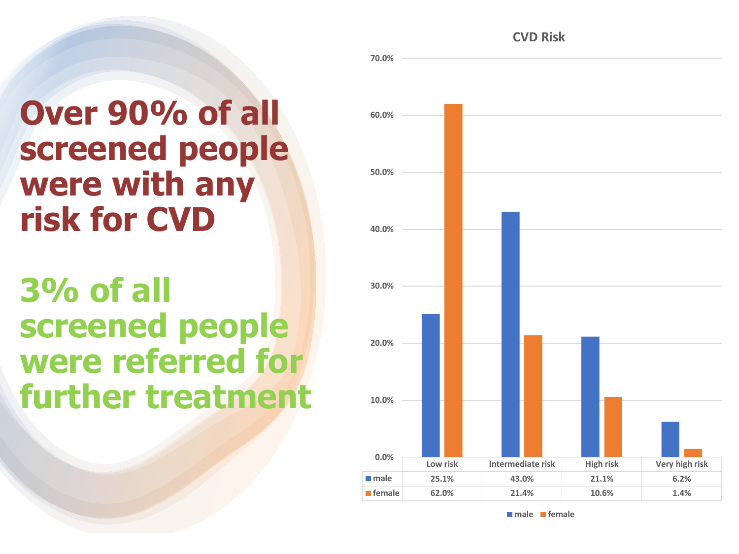# Over 90% of all screened people were with any risk for CVD

# 3% of all screened people were referred for further treatment

**CVD Risk**

| | Low risk | Intermediate risk | High risk | Very high risk |
|---|---|---|---|---|
| male | 25.1% | 43.0% | 21.1% | 6.2% |
| female | 62.0% | 21.4% | 10.6% | 1.4% |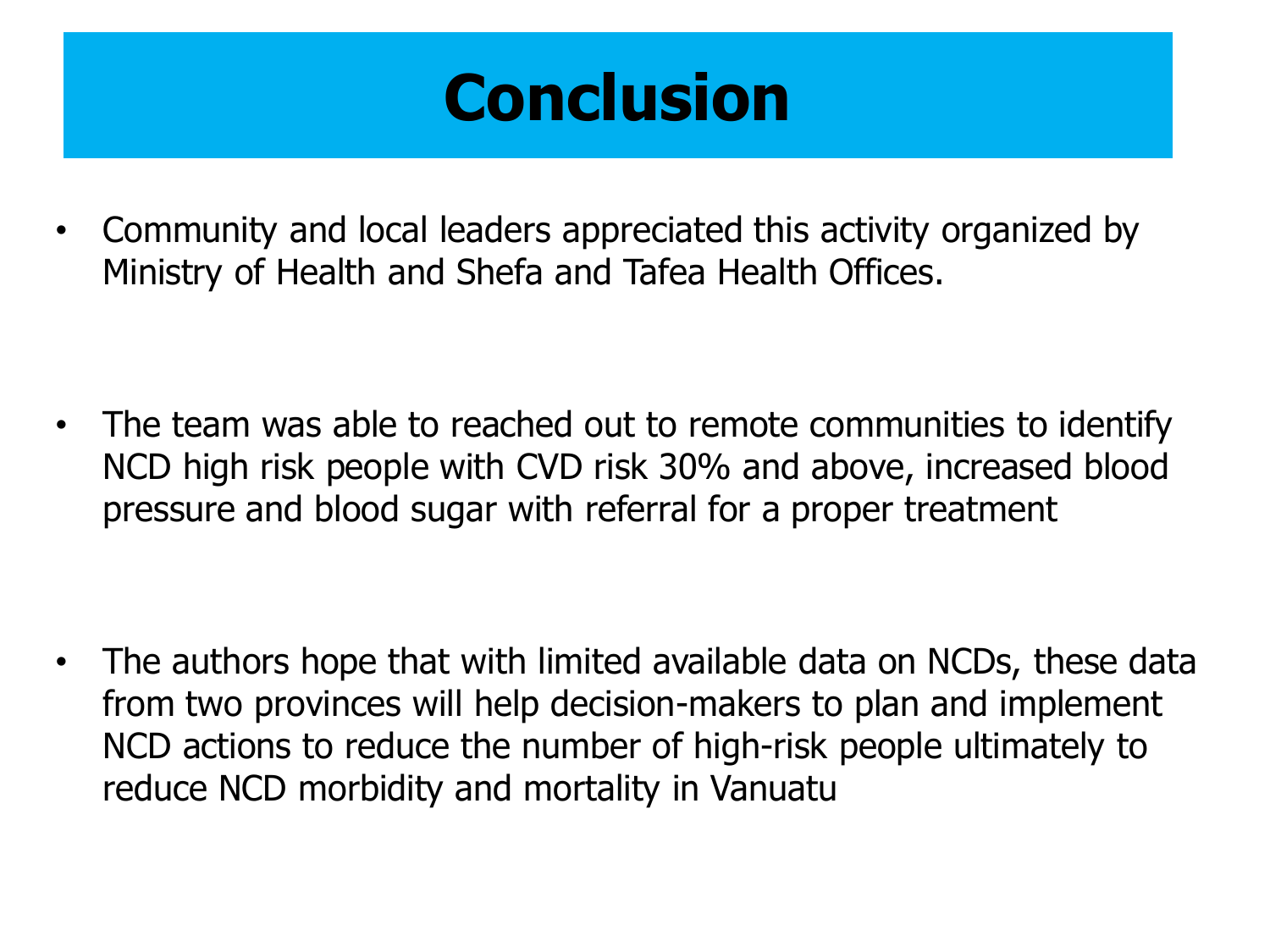# Conclusion

- Community and local leaders appreciated this activity organized by Ministry of Health and Shefa and Tafea Health Offices.

- The team was able to reached out to remote communities to identify NCD high risk people with CVD risk 30% and above, increased blood pressure and blood sugar with referral for a proper treatment

- The authors hope that with limited available data on NCDs, these data from two provinces will help decision-makers to plan and implement NCD actions to reduce the number of high-risk people ultimately to reduce NCD morbidity and mortality in Vanuatu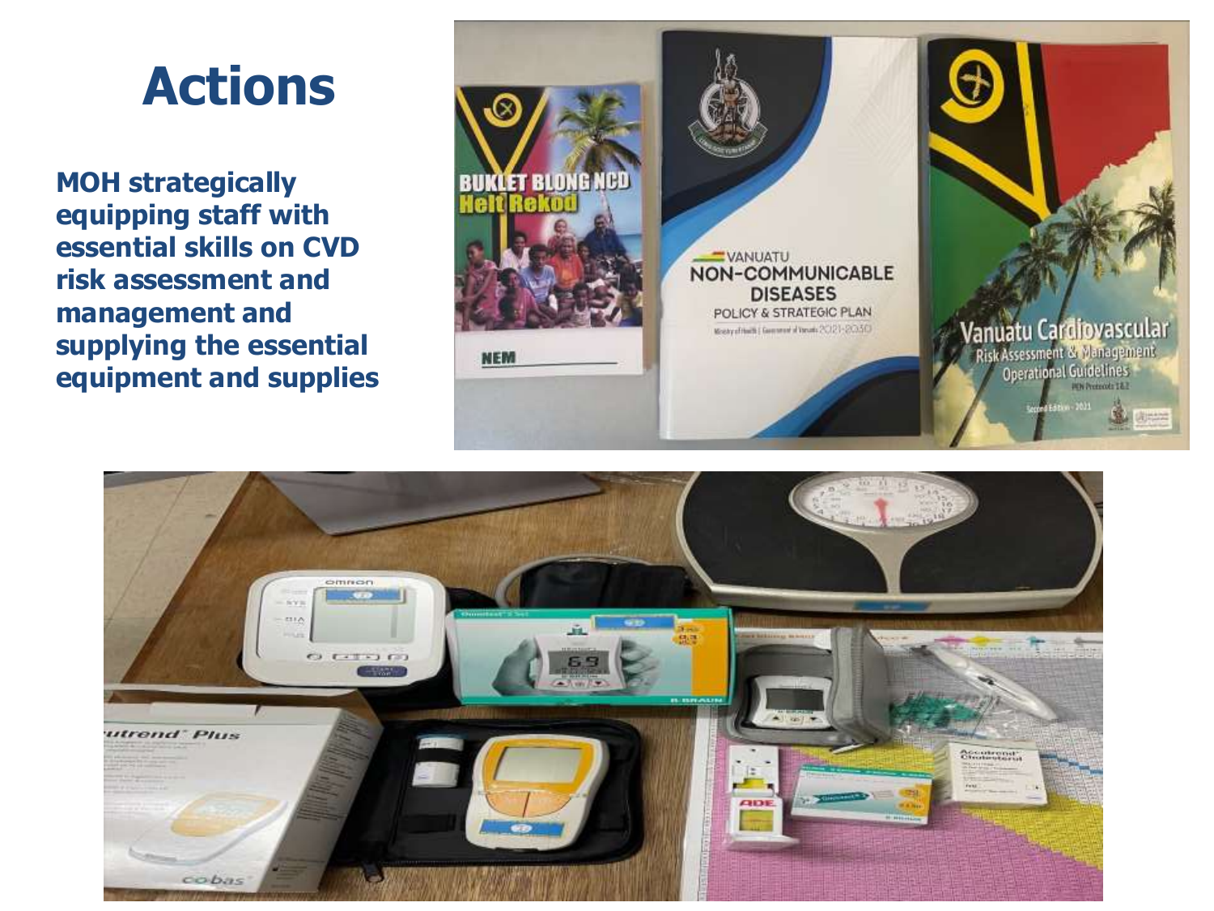# Actions

**MOH strategically equipping staff with essential skills on CVD risk assessment and management and supplying the essential equipment and supplies**